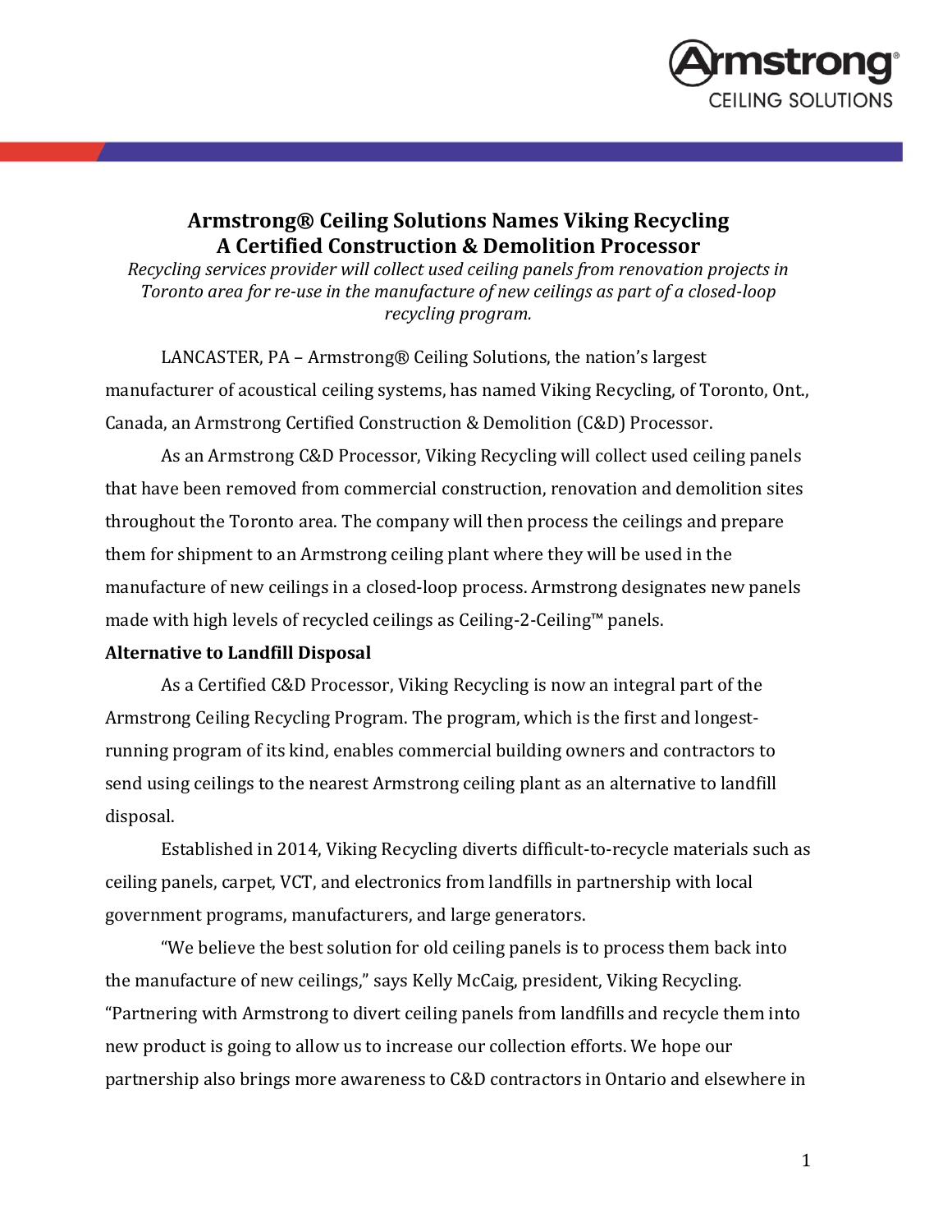# Armstrong® Ceiling Solutions Names Viking Recycling A Certified Construction & Demolition Processor

*Recycling services provider will collect used ceiling panels from renovation projects in Toronto area for re-use in the manufacture of new ceilings as part of a closed-loop recycling program.*

LANCASTER, PA – Armstrong® Ceiling Solutions, the nation's largest manufacturer of acoustical ceiling systems, has named Viking Recycling, of Toronto, Ont., Canada, an Armstrong Certified Construction & Demolition (C&D) Processor.

As an Armstrong C&D Processor, Viking Recycling will collect used ceiling panels that have been removed from commercial construction, renovation and demolition sites throughout the Toronto area. The company will then process the ceilings and prepare them for shipment to an Armstrong ceiling plant where they will be used in the manufacture of new ceilings in a closed-loop process. Armstrong designates new panels made with high levels of recycled ceilings as Ceiling-2-Ceiling™ panels.

**Alternative to Landfill Disposal**

As a Certified C&D Processor, Viking Recycling is now an integral part of the Armstrong Ceiling Recycling Program. The program, which is the first and longest-running program of its kind, enables commercial building owners and contractors to send using ceilings to the nearest Armstrong ceiling plant as an alternative to landfill disposal.

Established in 2014, Viking Recycling diverts difficult-to-recycle materials such as ceiling panels, carpet, VCT, and electronics from landfills in partnership with local government programs, manufacturers, and large generators.

"We believe the best solution for old ceiling panels is to process them back into the manufacture of new ceilings," says Kelly McCaig, president, Viking Recycling. "Partnering with Armstrong to divert ceiling panels from landfills and recycle them into new product is going to allow us to increase our collection efforts. We hope our partnership also brings more awareness to C&D contractors in Ontario and elsewhere in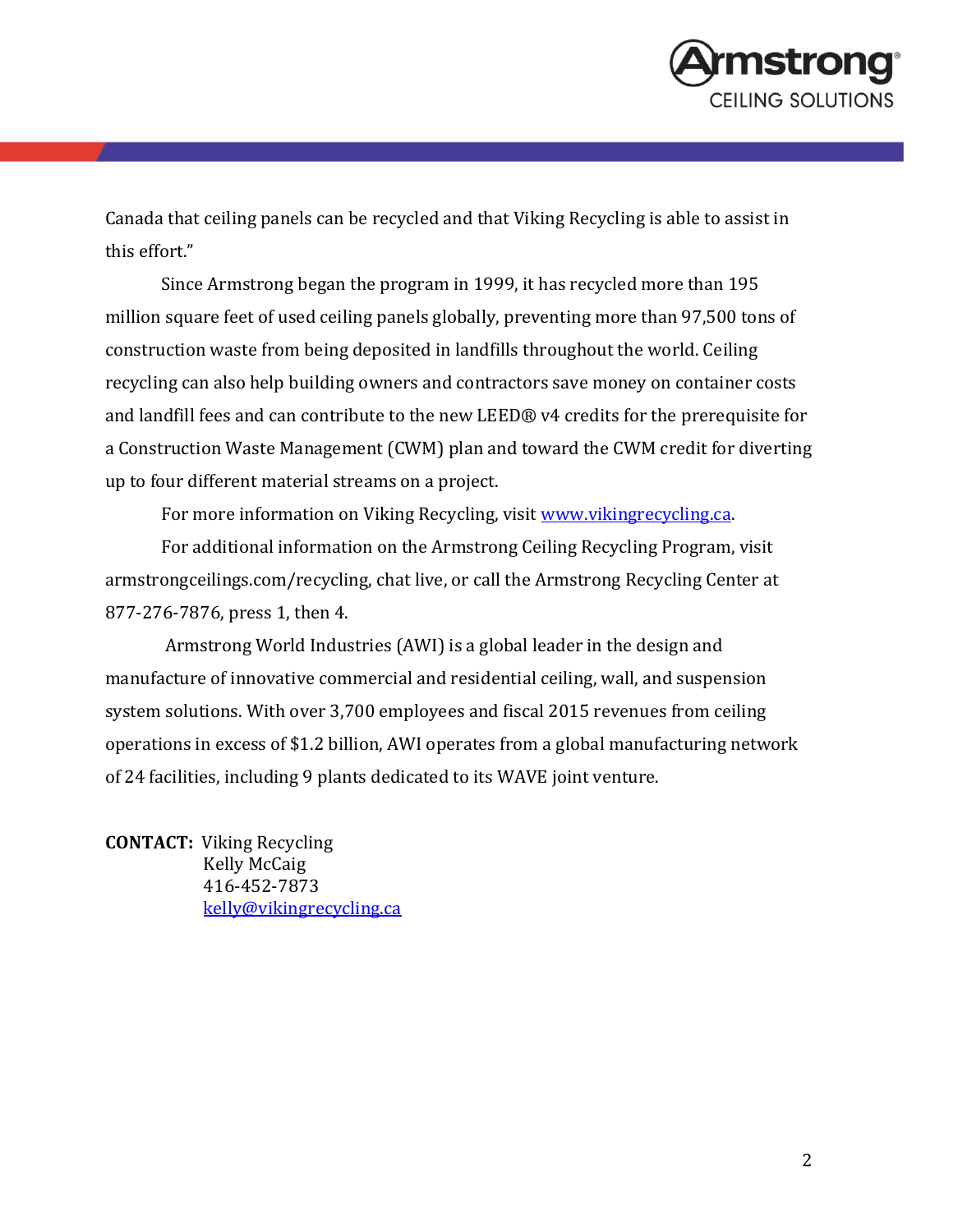Canada that ceiling panels can be recycled and that Viking Recycling is able to assist in this effort."

Since Armstrong began the program in 1999, it has recycled more than 195 million square feet of used ceiling panels globally, preventing more than 97,500 tons of construction waste from being deposited in landfills throughout the world. Ceiling recycling can also help building owners and contractors save money on container costs and landfill fees and can contribute to the new LEED® v4 credits for the prerequisite for a Construction Waste Management (CWM) plan and toward the CWM credit for diverting up to four different material streams on a project.

For more information on Viking Recycling, visit [www.vikingrecycling.ca](http://www.vikingrecycling.ca).

For additional information on the Armstrong Ceiling Recycling Program, visit armstrongceilings.com/recycling, chat live, or call the Armstrong Recycling Center at 877-276-7876, press 1, then 4.

Armstrong World Industries (AWI) is a global leader in the design and manufacture of innovative commercial and residential ceiling, wall, and suspension system solutions. With over 3,700 employees and fiscal 2015 revenues from ceiling operations in excess of $1.2 billion, AWI operates from a global manufacturing network of 24 facilities, including 9 plants dedicated to its WAVE joint venture.

**CONTACT:** Viking Recycling
Kelly McCaig
416-452-7873
[kelly@vikingrecycling.ca](mailto:kelly@vikingrecycling.ca)